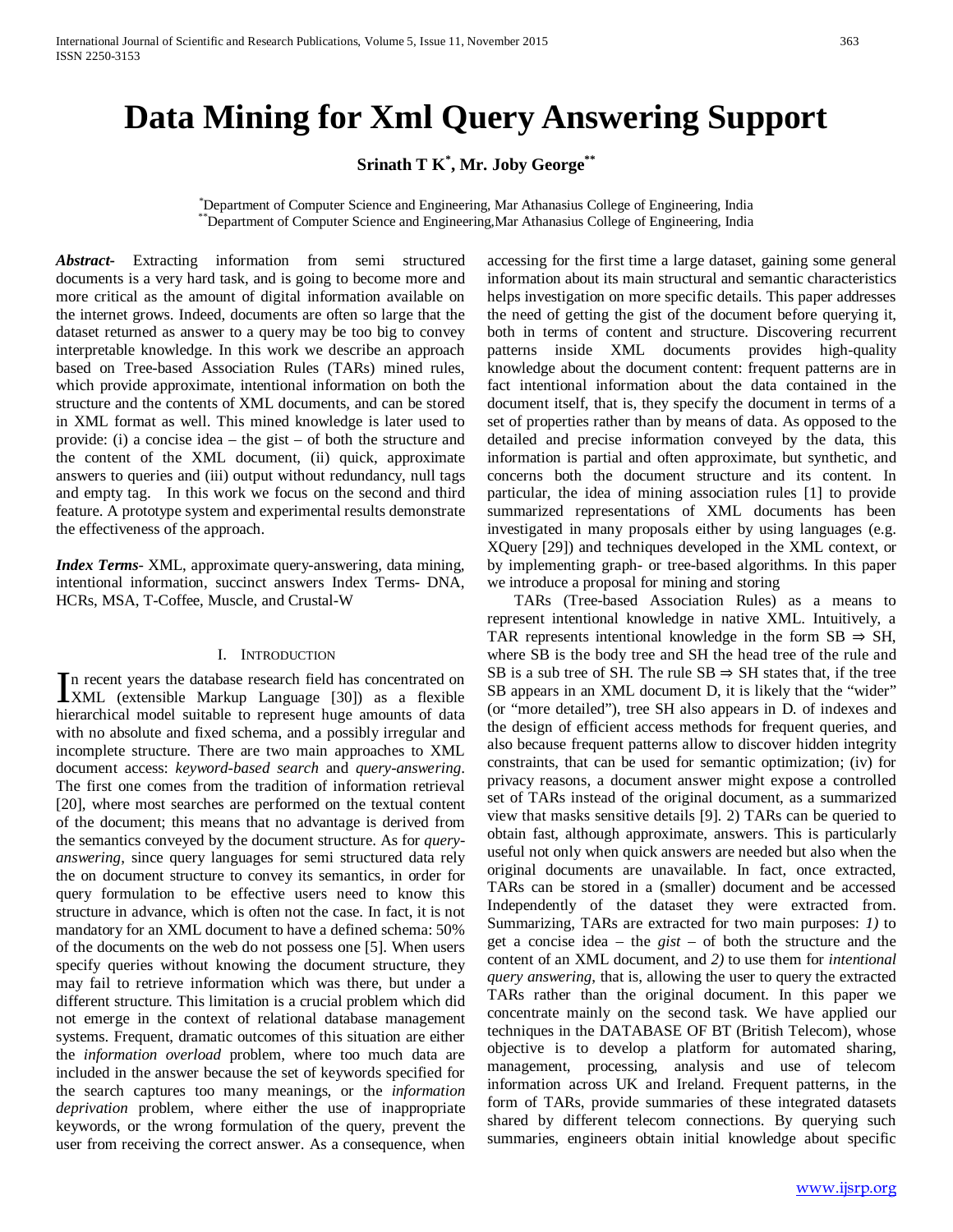// Page 1 of 6 — OCR transcription of "Data Mining for Xml Query Answering Support"

# Data Mining for Xml Query Answering Support

**Srinath T K[*], Mr. Joby George[**]**

[*]Department of Computer Science and Engineering, Mar Athanasius College of Engineering, India
[**]Department of Computer Science and Engineering,Mar Athanasius College of Engineering, India

***Abstract-*** Extracting information from semi structured documents is a very hard task, and is going to become more and more critical as the amount of digital information available on the internet grows. Indeed, documents are often so large that the dataset returned as answer to a query may be too big to convey interpretable knowledge. In this work we describe an approach based on Tree-based Association Rules (TARs) mined rules, which provide approximate, intentional information on both the structure and the contents of XML documents, and can be stored in XML format as well. This mined knowledge is later used to provide: (i) a concise idea – the gist – of both the structure and the content of the XML document, (ii) quick, approximate answers to queries and (iii) output without redundancy, null tags and empty tag. In this work we focus on the second and third feature. A prototype system and experimental results demonstrate the effectiveness of the approach.

***Index Terms-*** XML, approximate query-answering, data mining, intentional information, succinct answers Index Terms- DNA, HCRs, MSA, T-Coffee, Muscle, and Crustal-W

## I. Introduction

In recent years the database research field has concentrated on XML (extensible Markup Language [30]) as a flexible hierarchical model suitable to represent huge amounts of data with no absolute and fixed schema, and a possibly irregular and incomplete structure. There are two main approaches to XML document access: *keyword-based search* and *query-answering*. The first one comes from the tradition of information retrieval [20], where most searches are performed on the textual content of the document; this means that no advantage is derived from the semantics conveyed by the document structure. As for *query-answering*, since query languages for semi structured data rely the on document structure to convey its semantics, in order for query formulation to be effective users need to know this structure in advance, which is often not the case. In fact, it is not mandatory for an XML document to have a defined schema: 50% of the documents on the web do not possess one [5]. When users specify queries without knowing the document structure, they may fail to retrieve information which was there, but under a different structure. This limitation is a crucial problem which did not emerge in the context of relational database management systems. Frequent, dramatic outcomes of this situation are either the *information overload* problem, where too much data are included in the answer because the set of keywords specified for the search captures too many meanings, or the *information deprivation* problem, where either the use of inappropriate keywords, or the wrong formulation of the query, prevent the user from receiving the correct answer. As a consequence, when accessing for the first time a large dataset, gaining some general information about its main structural and semantic characteristics helps investigation on more specific details. This paper addresses the need of getting the gist of the document before querying it, both in terms of content and structure. Discovering recurrent patterns inside XML documents provides high-quality knowledge about the document content: frequent patterns are in fact intentional information about the data contained in the document itself, that is, they specify the document in terms of a set of properties rather than by means of data. As opposed to the detailed and precise information conveyed by the data, this information is partial and often approximate, but synthetic, and concerns both the document structure and its content. In particular, the idea of mining association rules [1] to provide summarized representations of XML documents has been investigated in many proposals either by using languages (e.g. XQuery [29]) and techniques developed in the XML context, or by implementing graph- or tree-based algorithms. In this paper we introduce a proposal for mining and storing

TARs (Tree-based Association Rules) as a means to represent intentional knowledge in native XML. Intuitively, a TAR represents intentional knowledge in the form SB ⇒ SH, where SB is the body tree and SH the head tree of the rule and SB is a sub tree of SH. The rule SB ⇒ SH states that, if the tree SB appears in an XML document D, it is likely that the "wider" (or "more detailed"), tree SH also appears in D. of indexes and the design of efficient access methods for frequent queries, and also because frequent patterns allow to discover hidden integrity constraints, that can be used for semantic optimization; (iv) for privacy reasons, a document answer might expose a controlled set of TARs instead of the original document, as a summarized view that masks sensitive details [9]. 2) TARs can be queried to obtain fast, although approximate, answers. This is particularly useful not only when quick answers are needed but also when the original documents are unavailable. In fact, once extracted, TARs can be stored in a (smaller) document and be accessed Independently of the dataset they were extracted from. Summarizing, TARs are extracted for two main purposes: *1)* to get a concise idea – the *gist* – of both the structure and the content of an XML document, and *2)* to use them for *intentional query answering*, that is, allowing the user to query the extracted TARs rather than the original document. In this paper we concentrate mainly on the second task. We have applied our techniques in the DATABASE OF BT (British Telecom), whose objective is to develop a platform for automated sharing, management, processing, analysis and use of telecom information across UK and Ireland. Frequent patterns, in the form of TARs, provide summaries of these integrated datasets shared by different telecom connections. By querying such summaries, engineers obtain initial knowledge about specific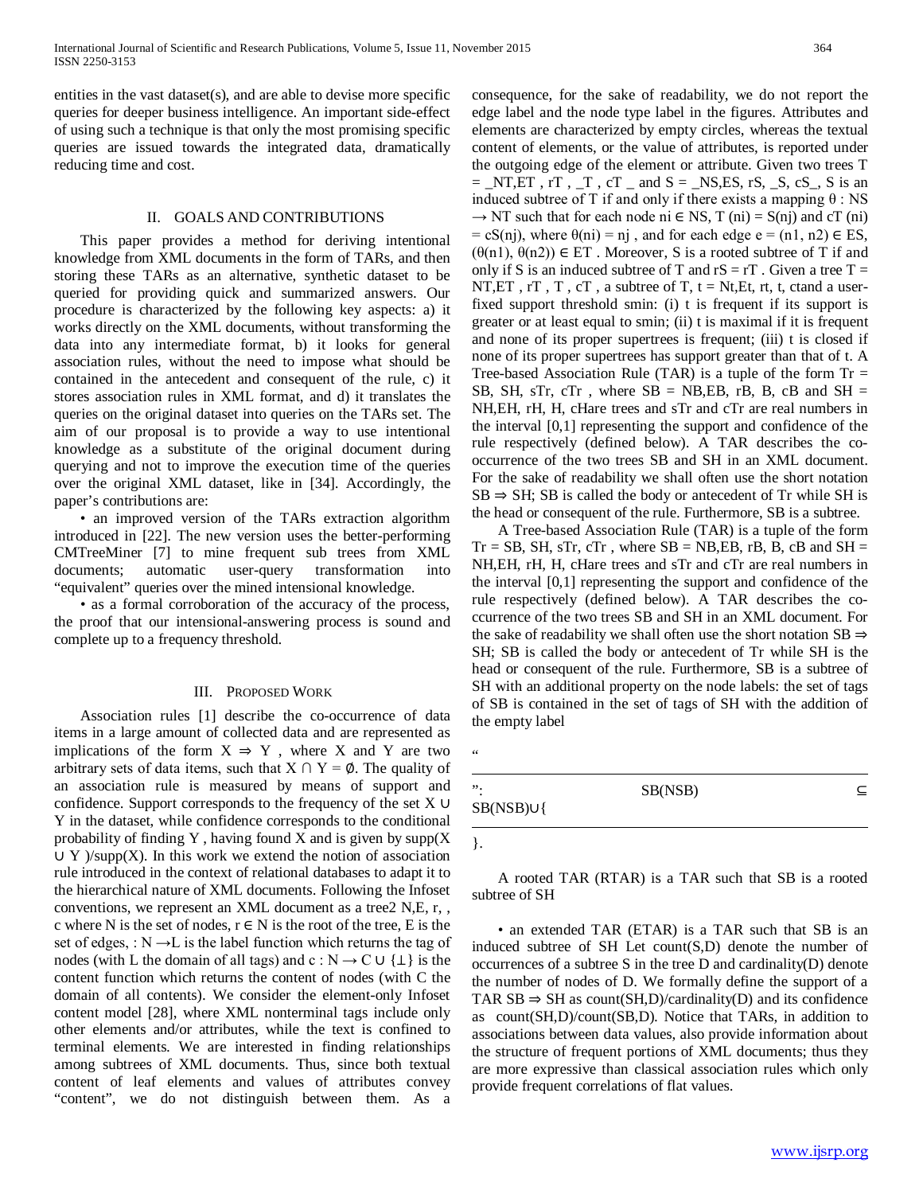entities in the vast dataset(s), and are able to devise more specific queries for deeper business intelligence. An important side-effect of using such a technique is that only the most promising specific queries are issued towards the integrated data, dramatically reducing time and cost.

## II. Goals and Contributions

This paper provides a method for deriving intentional knowledge from XML documents in the form of TARs, and then storing these TARs as an alternative, synthetic dataset to be queried for providing quick and summarized answers. Our procedure is characterized by the following key aspects: a) it works directly on the XML documents, without transforming the data into any intermediate format, b) it looks for general association rules, without the need to impose what should be contained in the antecedent and consequent of the rule, c) it stores association rules in XML format, and d) it translates the queries on the original dataset into queries on the TARs set. The aim of our proposal is to provide a way to use intentional knowledge as a substitute of the original document during querying and not to improve the execution time of the queries over the original XML dataset, like in [34]. Accordingly, the paper's contributions are:

• an improved version of the TARs extraction algorithm introduced in [22]. The new version uses the better-performing CMTreeMiner [7] to mine frequent sub trees from XML documents; automatic user-query transformation into "equivalent" queries over the mined intensional knowledge.

• as a formal corroboration of the accuracy of the process, the proof that our intensional-answering process is sound and complete up to a frequency threshold.

## III. Proposed Work

Association rules [1] describe the co-occurrence of data items in a large amount of collected data and are represented as implications of the form $X \Rightarrow Y$ , where X and Y are two arbitrary sets of data items, such that $X \cap Y = \emptyset$. The quality of an association rule is measured by means of support and confidence. Support corresponds to the frequency of the set $X \cup Y$ in the dataset, while confidence corresponds to the conditional probability of finding Y , having found X and is given by $\text{supp}(X \cup Y)/\text{supp}(X)$. In this work we extend the notion of association rule introduced in the context of relational databases to adapt it to the hierarchical nature of XML documents. Following the Infoset conventions, we represent an XML document as a tree2 N,E, r, , c where N is the set of nodes, $r \in N$ is the root of the tree, E is the set of edges, $: N \rightarrow L$ is the label function which returns the tag of nodes (with L the domain of all tags) and $c : N \rightarrow C \cup \{\perp\}$ is the content function which returns the content of nodes (with C the domain of all contents). We consider the element-only Infoset content model [28], where XML nonterminal tags include only other elements and/or attributes, while the text is confined to terminal elements. We are interested in finding relationships among subtrees of XML documents. Thus, since both textual content of leaf elements and values of attributes convey "content", we do not distinguish between them. As a consequence, for the sake of readability, we do not report the edge label and the node type label in the figures. Attributes and elements are characterized by empty circles, whereas the textual content of elements, or the value of attributes, is reported under the outgoing edge of the element or attribute. Given two trees T = _NT,ET , rT , _T , cT _ and S = _NS,ES, rS, _S, cS_, S is an induced subtree of T if and only if there exists a mapping $\theta : NS \rightarrow NT$ such that for each node $ni \in NS$, $T(ni) = S(nj)$ and $cT(ni) = cS(nj)$, where $\theta(ni) = nj$ , and for each edge $e = (n1, n2) \in ES$, $(\theta(n1), \theta(n2)) \in ET$ . Moreover, S is a rooted subtree of T if and only if S is an induced subtree of T and rS = rT . Given a tree T = NT,ET , rT , T , cT , a subtree of T, t = Nt,Et, rt, t, ctand a user-fixed support threshold smin: (i) t is frequent if its support is greater or at least equal to smin; (ii) t is maximal if it is frequent and none of its proper supertrees is frequent; (iii) t is closed if none of its proper supertrees has support greater than that of t. A Tree-based Association Rule (TAR) is a tuple of the form Tr = SB, SH, sTr, cTr , where SB = NB,EB, rB, B, cB and SH = NH,EH, rH, H, cHare trees and sTr and cTr are real numbers in the interval [0,1] representing the support and confidence of the rule respectively (defined below). A TAR describes the co-occurrence of the two trees SB and SH in an XML document. For the sake of readability we shall often use the short notation $SB \Rightarrow SH$; SB is called the body or antecedent of Tr while SH is the head or consequent of the rule. Furthermore, SB is a subtree.

A Tree-based Association Rule (TAR) is a tuple of the form Tr = SB, SH, sTr, cTr , where SB = NB,EB, rB, B, cB and SH = NH,EH, rH, H, cHare trees and sTr and cTr are real numbers in the interval [0,1] representing the support and confidence of the rule respectively (defined below). A TAR describes the co-occurrence of the two trees SB and SH in an XML document. For the sake of readability we shall often use the short notation $SB \Rightarrow SH$; SB is called the body or antecedent of Tr while SH is the head or consequent of the rule. Furthermore, SB is a subtree of SH with an additional property on the node labels: the set of tags of SB is contained in the set of tags of SH with the addition of the empty label

"

": SB(NSB) ⊆ SB(NSB)∪{

}.

A rooted TAR (RTAR) is a TAR such that SB is a rooted subtree of SH

• an extended TAR (ETAR) is a TAR such that SB is an induced subtree of SH Let count(S,D) denote the number of occurrences of a subtree S in the tree D and cardinality(D) denote the number of nodes of D. We formally define the support of a TAR $SB \Rightarrow SH$ as count(SH,D)/cardinality(D) and its confidence as count(SH,D)/count(SB,D). Notice that TARs, in addition to associations between data values, also provide information about the structure of frequent portions of XML documents; thus they are more expressive than classical association rules which only provide frequent correlations of flat values.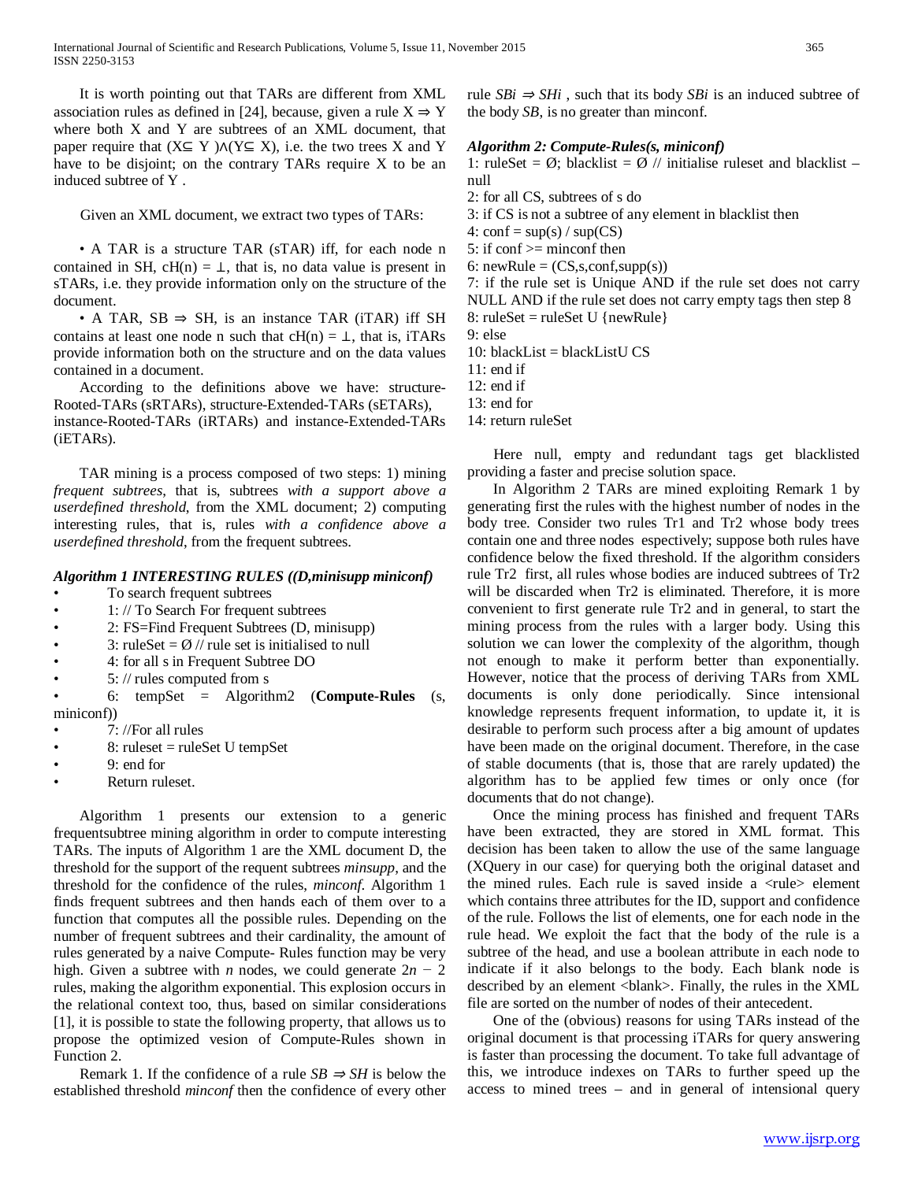It is worth pointing out that TARs are different from XML association rules as defined in [24], because, given a rule X ⇒ Y where both X and Y are subtrees of an XML document, that paper require that (X⊆ Y )∧(Y⊆ X), i.e. the two trees X and Y have to be disjoint; on the contrary TARs require X to be an induced subtree of Y .

Given an XML document, we extract two types of TARs:

• A TAR is a structure TAR (sTAR) iff, for each node n contained in SH, cH(n) = ⊥, that is, no data value is present in sTARs, i.e. they provide information only on the structure of the document.

• A TAR, SB ⇒ SH, is an instance TAR (iTAR) iff SH contains at least one node n such that cH(n) = ⊥, that is, iTARs provide information both on the structure and on the data values contained in a document.

According to the definitions above we have: structure-Rooted-TARs (sRTARs), structure-Extended-TARs (sETARs), instance-Rooted-TARs (iRTARs) and instance-Extended-TARs (iETARs).

TAR mining is a process composed of two steps: 1) mining *frequent subtrees*, that is, subtrees *with a support above a userdefined threshold*, from the XML document; 2) computing interesting rules, that is, rules *with a confidence above a userdefined threshold*, from the frequent subtrees.

***Algorithm 1 INTERESTING RULES ((D,minisupp miniconf)***

- To search frequent subtrees
- 1: // To Search For frequent subtrees
- 2: FS=Find Frequent Subtrees (D, minisupp)
- 3: ruleSet = Ø // rule set is initialised to null
- 4: for all s in Frequent Subtree DO
- 5: // rules computed from s
- 6: tempSet = Algorithm2 (**Compute-Rules** (s, miniconf))
- 7: //For all rules
- 8: ruleset = ruleSet U tempSet
- 9: end for
- Return ruleset.

Algorithm 1 presents our extension to a generic frequentsubtree mining algorithm in order to compute interesting TARs. The inputs of Algorithm 1 are the XML document D, the threshold for the support of the requent subtrees *minsupp*, and the threshold for the confidence of the rules, *minconf*. Algorithm 1 finds frequent subtrees and then hands each of them over to a function that computes all the possible rules. Depending on the number of frequent subtrees and their cardinality, the amount of rules generated by a naive Compute- Rules function may be very high. Given a subtree with $n$ nodes, we could generate $2n - 2$ rules, making the algorithm exponential. This explosion occurs in the relational context too, thus, based on similar considerations [1], it is possible to state the following property, that allows us to propose the optimized vesion of Compute-Rules shown in Function 2.

Remark 1. If the confidence of a rule *SB* ⇒ *SH* is below the established threshold *minconf* then the confidence of every other rule *SBi* ⇒ *SHi* , such that its body *SBi* is an induced subtree of the body *SB*, is no greater than minconf.

***Algorithm 2: Compute-Rules(s, miniconf)***

1: ruleSet = Ø; blacklist = Ø // initialise ruleset and blacklist – null
2: for all CS, subtrees of s do
3: if CS is not a subtree of any element in blacklist then
4: conf = sup(s) / sup(CS)
5: if conf >= minconf then
6: newRule = (CS,s,conf,supp(s))
7: if the rule set is Unique AND if the rule set does not carry NULL AND if the rule set does not carry empty tags then step 8
8: ruleSet = ruleSet U {newRule}
9: else
10: blackList = blackListU CS
11: end if
12: end if
13: end for
14: return ruleSet

Here null, empty and redundant tags get blacklisted providing a faster and precise solution space.

In Algorithm 2 TARs are mined exploiting Remark 1 by generating first the rules with the highest number of nodes in the body tree. Consider two rules Tr1 and Tr2 whose body trees contain one and three nodes espectively; suppose both rules have confidence below the fixed threshold. If the algorithm considers rule Tr2 first, all rules whose bodies are induced subtrees of Tr2 will be discarded when Tr2 is eliminated. Therefore, it is more convenient to first generate rule Tr2 and in general, to start the mining process from the rules with a larger body. Using this solution we can lower the complexity of the algorithm, though not enough to make it perform better than exponentially. However, notice that the process of deriving TARs from XML documents is only done periodically. Since intensional knowledge represents frequent information, to update it, it is desirable to perform such process after a big amount of updates have been made on the original document. Therefore, in the case of stable documents (that is, those that are rarely updated) the algorithm has to be applied few times or only once (for documents that do not change).

Once the mining process has finished and frequent TARs have been extracted, they are stored in XML format. This decision has been taken to allow the use of the same language (XQuery in our case) for querying both the original dataset and the mined rules. Each rule is saved inside a <rule> element which contains three attributes for the ID, support and confidence of the rule. Follows the list of elements, one for each node in the rule head. We exploit the fact that the body of the rule is a subtree of the head, and use a boolean attribute in each node to indicate if it also belongs to the body. Each blank node is described by an element <blank>. Finally, the rules in the XML file are sorted on the number of nodes of their antecedent.

One of the (obvious) reasons for using TARs instead of the original document is that processing iTARs for query answering is faster than processing the document. To take full advantage of this, we introduce indexes on TARs to further speed up the access to mined trees – and in general of intensional query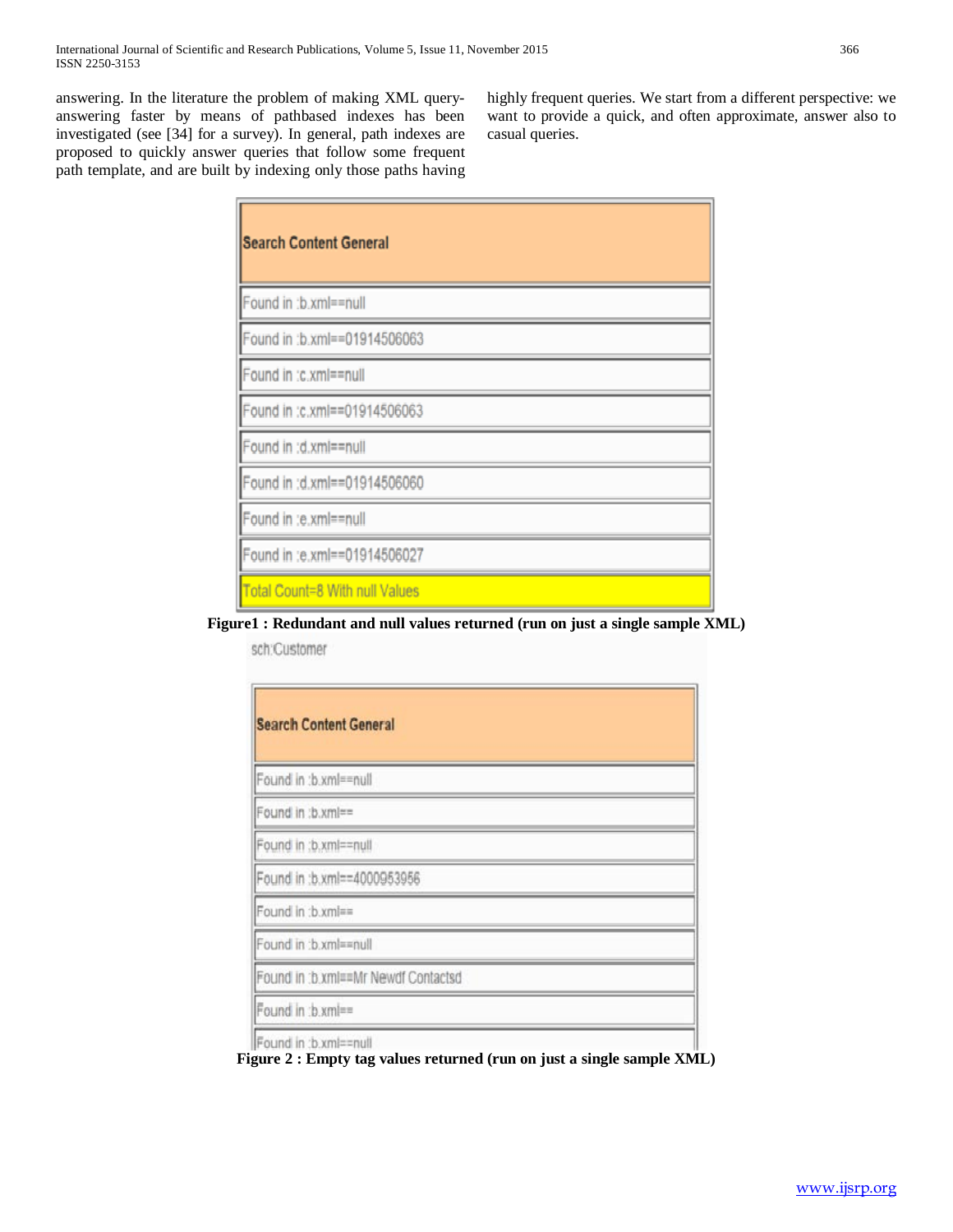answering. In the literature the problem of making XML query-answering faster by means of pathbased indexes has been investigated (see [34] for a survey). In general, path indexes are proposed to quickly answer queries that follow some frequent path template, and are built by indexing only those paths having highly frequent queries. We start from a different perspective: we want to provide a quick, and often approximate, answer also to casual queries.

| Search Content General |
| --- |
| Found in :b.xml==null |
| Found in :b.xml==01914506063 |
| Found in :c.xml==null |
| Found in :c.xml==01914506063 |
| Found in :d.xml==null |
| Found in :d.xml==01914506060 |
| Found in :e.xml==null |
| Found in :e.xml==01914506027 |
| Total Count=8 With null Values |

**Figure1 : Redundant and null values returned (run on just a single sample XML)**

sch:Customer

| Search Content General |
| --- |
| Found in :b.xml==null |
| Found in :b.xml== |
| Found in :b.xml==null |
| Found in :b.xml==4000953956 |
| Found in :b.xml== |
| Found in :b.xml==null |
| Found in :b.xml==Mr Newdf Contactsd |
| Found in :b.xml== |
| Found in :b.xml==null |

**Figure 2 : Empty tag values returned (run on just a single sample XML)**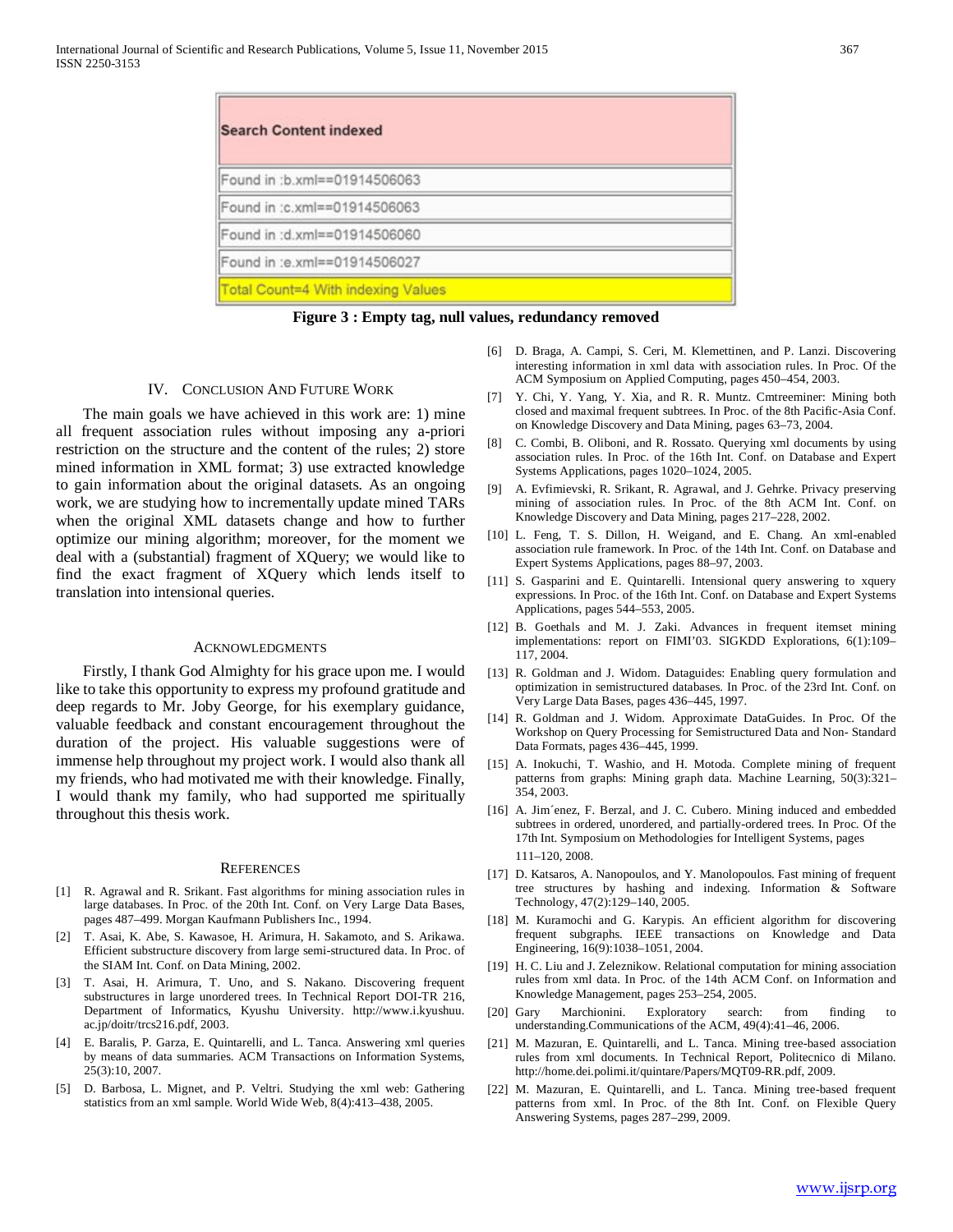| Search Content indexed |
|---|
| Found in :b.xml==01914506063 |
| Found in :c.xml==01914506063 |
| Found in :d.xml==01914506060 |
| Found in :e.xml==01914506027 |
| Total Count=4 With indexing Values |

**Figure 3 : Empty tag, null values, redundancy removed**

## IV. Conclusion And Future Work

The main goals we have achieved in this work are: 1) mine all frequent association rules without imposing any a-priori restriction on the structure and the content of the rules; 2) store mined information in XML format; 3) use extracted knowledge to gain information about the original datasets. As an ongoing work, we are studying how to incrementally update mined TARs when the original XML datasets change and how to further optimize our mining algorithm; moreover, for the moment we deal with a (substantial) fragment of XQuery; we would like to find the exact fragment of XQuery which lends itself to translation into intensional queries.

## Acknowledgments

Firstly, I thank God Almighty for his grace upon me. I would like to take this opportunity to express my profound gratitude and deep regards to Mr. Joby George, for his exemplary guidance, valuable feedback and constant encouragement throughout the duration of the project. His valuable suggestions were of immense help throughout my project work. I would also thank all my friends, who had motivated me with their knowledge. Finally, I would thank my family, who had supported me spiritually throughout this thesis work.

## References

[1] R. Agrawal and R. Srikant. Fast algorithms for mining association rules in large databases. In Proc. of the 20th Int. Conf. on Very Large Data Bases, pages 487–499. Morgan Kaufmann Publishers Inc., 1994.

[2] T. Asai, K. Abe, S. Kawasoe, H. Arimura, H. Sakamoto, and S. Arikawa. Efficient substructure discovery from large semi-structured data. In Proc. of the SIAM Int. Conf. on Data Mining, 2002.

[3] T. Asai, H. Arimura, T. Uno, and S. Nakano. Discovering frequent substructures in large unordered trees. In Technical Report DOI-TR 216, Department of Informatics, Kyushu University. http://www.i.kyushuu.ac.jp/doitr/trcs216.pdf, 2003.

[4] E. Baralis, P. Garza, E. Quintarelli, and L. Tanca. Answering xml queries by means of data summaries. ACM Transactions on Information Systems, 25(3):10, 2007.

[5] D. Barbosa, L. Mignet, and P. Veltri. Studying the xml web: Gathering statistics from an xml sample. World Wide Web, 8(4):413–438, 2005.

[6] D. Braga, A. Campi, S. Ceri, M. Klemettinen, and P. Lanzi. Discovering interesting information in xml data with association rules. In Proc. Of the ACM Symposium on Applied Computing, pages 450–454, 2003.

[7] Y. Chi, Y. Yang, Y. Xia, and R. R. Muntz. Cmtreeminer: Mining both closed and maximal frequent subtrees. In Proc. of the 8th Pacific-Asia Conf. on Knowledge Discovery and Data Mining, pages 63–73, 2004.

[8] C. Combi, B. Oliboni, and R. Rossato. Querying xml documents by using association rules. In Proc. of the 16th Int. Conf. on Database and Expert Systems Applications, pages 1020–1024, 2005.

[9] A. Evfimievski, R. Srikant, R. Agrawal, and J. Gehrke. Privacy preserving mining of association rules. In Proc. of the 8th ACM Int. Conf. on Knowledge Discovery and Data Mining, pages 217–228, 2002.

[10] L. Feng, T. S. Dillon, H. Weigand, and E. Chang. An xml-enabled association rule framework. In Proc. of the 14th Int. Conf. on Database and Expert Systems Applications, pages 88–97, 2003.

[11] S. Gasparini and E. Quintarelli. Intensional query answering to xquery expressions. In Proc. of the 16th Int. Conf. on Database and Expert Systems Applications, pages 544–553, 2005.

[12] B. Goethals and M. J. Zaki. Advances in frequent itemset mining implementations: report on FIMI'03. SIGKDD Explorations, 6(1):109–117, 2004.

[13] R. Goldman and J. Widom. Dataguides: Enabling query formulation and optimization in semistructured databases. In Proc. of the 23rd Int. Conf. on Very Large Data Bases, pages 436–445, 1997.

[14] R. Goldman and J. Widom. Approximate DataGuides. In Proc. Of the Workshop on Query Processing for Semistructured Data and Non- Standard Data Formats, pages 436–445, 1999.

[15] A. Inokuchi, T. Washio, and H. Motoda. Complete mining of frequent patterns from graphs: Mining graph data. Machine Learning, 50(3):321–354, 2003.

[16] A. Jim´enez, F. Berzal, and J. C. Cubero. Mining induced and embedded subtrees in ordered, unordered, and partially-ordered trees. In Proc. Of the 17th Int. Symposium on Methodologies for Intelligent Systems, pages 111–120, 2008.

[17] D. Katsaros, A. Nanopoulos, and Y. Manolopoulos. Fast mining of frequent tree structures by hashing and indexing. Information & Software Technology, 47(2):129–140, 2005.

[18] M. Kuramochi and G. Karypis. An efficient algorithm for discovering frequent subgraphs. IEEE transactions on Knowledge and Data Engineering, 16(9):1038–1051, 2004.

[19] H. C. Liu and J. Zeleznikow. Relational computation for mining association rules from xml data. In Proc. of the 14th ACM Conf. on Information and Knowledge Management, pages 253–254, 2005.

[20] Gary Marchionini. Exploratory search: from finding to understanding.Communications of the ACM, 49(4):41–46, 2006.

[21] M. Mazuran, E. Quintarelli, and L. Tanca. Mining tree-based association rules from xml documents. In Technical Report, Politecnico di Milano. http://home.dei.polimi.it/quintare/Papers/MQT09-RR.pdf, 2009.

[22] M. Mazuran, E. Quintarelli, and L. Tanca. Mining tree-based frequent patterns from xml. In Proc. of the 8th Int. Conf. on Flexible Query Answering Systems, pages 287–299, 2009.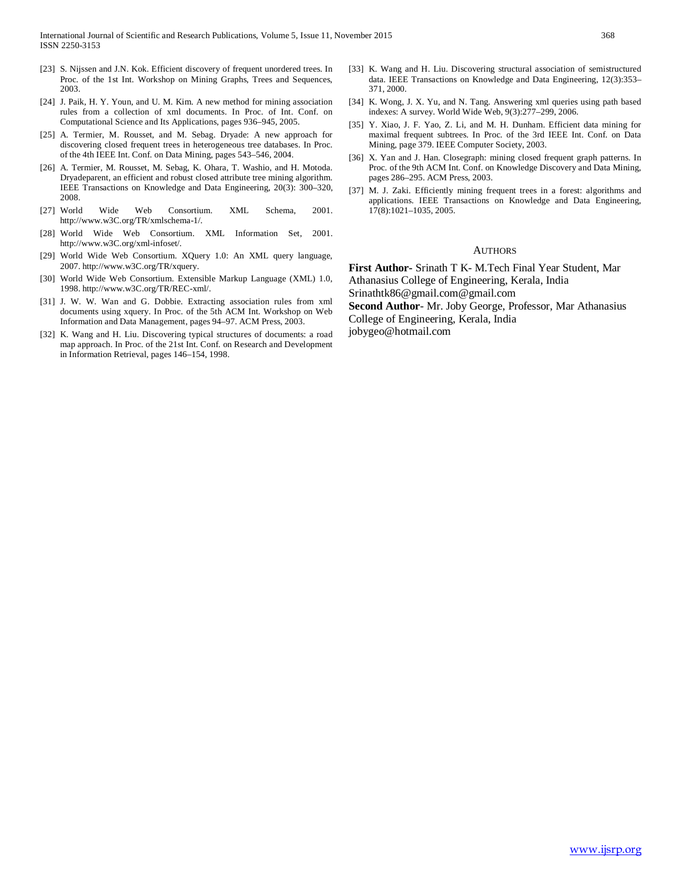[23] S. Nijssen and J.N. Kok. Efficient discovery of frequent unordered trees. In Proc. of the 1st Int. Workshop on Mining Graphs, Trees and Sequences, 2003.

[24] J. Paik, H. Y. Youn, and U. M. Kim. A new method for mining association rules from a collection of xml documents. In Proc. of Int. Conf. on Computational Science and Its Applications, pages 936–945, 2005.

[25] A. Termier, M. Rousset, and M. Sebag. Dryade: A new approach for discovering closed frequent trees in heterogeneous tree databases. In Proc. of the 4th IEEE Int. Conf. on Data Mining, pages 543–546, 2004.

[26] A. Termier, M. Rousset, M. Sebag, K. Ohara, T. Washio, and H. Motoda. Dryadeparent, an efficient and robust closed attribute tree mining algorithm. IEEE Transactions on Knowledge and Data Engineering, 20(3): 300–320, 2008.

[27] World Wide Web Consortium. XML Schema, 2001. http://www.w3C.org/TR/xmlschema-1/.

[28] World Wide Web Consortium. XML Information Set, 2001. http://www.w3C.org/xml-infoset/.

[29] World Wide Web Consortium. XQuery 1.0: An XML query language, 2007. http://www.w3C.org/TR/xquery.

[30] World Wide Web Consortium. Extensible Markup Language (XML) 1.0, 1998. http://www.w3C.org/TR/REC-xml/.

[31] J. W. W. Wan and G. Dobbie. Extracting association rules from xml documents using xquery. In Proc. of the 5th ACM Int. Workshop on Web Information and Data Management, pages 94–97. ACM Press, 2003.

[32] K. Wang and H. Liu. Discovering typical structures of documents: a road map approach. In Proc. of the 21st Int. Conf. on Research and Development in Information Retrieval, pages 146–154, 1998.

[33] K. Wang and H. Liu. Discovering structural association of semistructured data. IEEE Transactions on Knowledge and Data Engineering, 12(3):353–371, 2000.

[34] K. Wong, J. X. Yu, and N. Tang. Answering xml queries using path based indexes: A survey. World Wide Web, 9(3):277–299, 2006.

[35] Y. Xiao, J. F. Yao, Z. Li, and M. H. Dunham. Efficient data mining for maximal frequent subtrees. In Proc. of the 3rd IEEE Int. Conf. on Data Mining, page 379. IEEE Computer Society, 2003.

[36] X. Yan and J. Han. Closegraph: mining closed frequent graph patterns. In Proc. of the 9th ACM Int. Conf. on Knowledge Discovery and Data Mining, pages 286–295. ACM Press, 2003.

[37] M. J. Zaki. Efficiently mining frequent trees in a forest: algorithms and applications. IEEE Transactions on Knowledge and Data Engineering, 17(8):1021–1035, 2005.

## AUTHORS

**First Author-** Srinath T K- M.Tech Final Year Student, Mar Athanasius College of Engineering, Kerala, India Srinathtk86@gmail.com@gmail.com

**Second Author**- Mr. Joby George, Professor, Mar Athanasius College of Engineering, Kerala, India jobygeo@hotmail.com